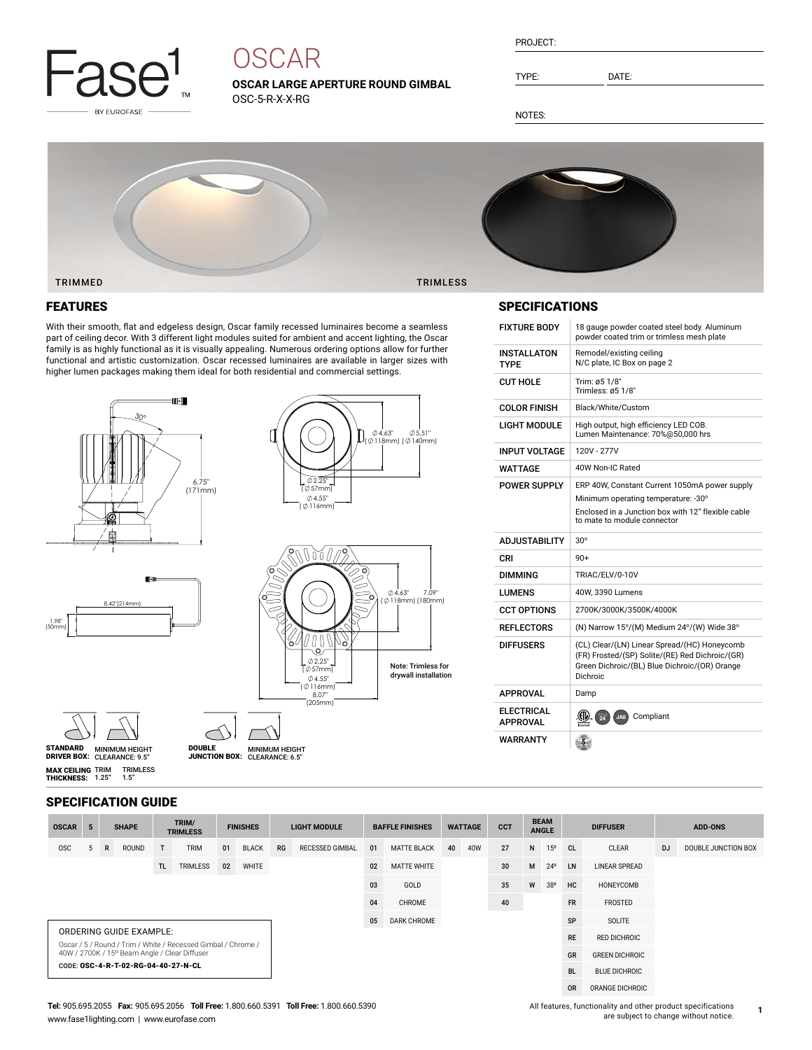Fase1 BY EUROFASE

# OSCAR

**OSCAR LARGE APERTURE ROUND GIMBAL**
OSC-5-R-X-X-RG

PROJECT:

TYPE: DATE:

NOTES:

TRIMMED TRIMLESS

## FEATURES

With their smooth, flat and edgeless design, Oscar family recessed luminaires become a seamless part of ceiling decor. With 3 different light modules suited for ambient and accent lighting, the Oscar family is as highly functional as it is visually appealing. Numerous ordering options allow for further functional and artistic customization. Oscar recessed luminaires are available in larger sizes with higher lumen packages making them ideal for both residential and commercial settings.

30° 6.75" (171mm)

Ø 4.63" (Ø 118mm) Ø 5.51" (Ø 140mm) Ø 2.25" (Ø 57mm) Ø 4.55" (Ø 116mm)

8.42"(214mm) 1.98" (50mm)

Ø 4.63" (Ø 118mm) 7.09" (180mm) Ø 2.25" (Ø 57mm) Ø 4.55" (Ø 116mm) 8.07" (205mm)

Note: Trimless for drywall installation

**STANDARD DRIVER BOX:** MINIMUM HEIGHT CLEARANCE: 9.5"

**DOUBLE JUNCTION BOX:** MINIMUM HEIGHT CLEARANCE: 6.5"

**MAX CEILING THICKNESS:** TRIM 1.25" TRIMLESS 1.5"

## SPECIFICATIONS

| | |
|---|---|
| FIXTURE BODY | 18 gauge powder coated steel body. Aluminum powder coated trim or trimless mesh plate |
| INSTALLATON TYPE | Remodel/existing ceiling N/C plate, IC Box on page 2 |
| CUT HOLE | Trim: ø5 1/8" Trimless: ø5 1/8" |
| COLOR FINISH | Black/White/Custom |
| LIGHT MODULE | High output, high efficiency LED COB. Lumen Maintenance: 70%@50,000 hrs |
| INPUT VOLTAGE | 120V - 277V |
| WATTAGE | 40W Non-IC Rated |
| POWER SUPPLY | ERP 40W, Constant Current 1050mA power supply. Minimum operating temperature: -30°. Enclosed in a Junction box with 12" flexible cable to mate to module connector |
| ADJUSTABILITY | 30° |
| CRI | 90+ |
| DIMMING | TRIAC/ELV/0-10V |
| LUMENS | 40W, 3390 Lumens |
| CCT OPTIONS | 2700K/3000K/3500K/4000K |
| REFLECTORS | (N) Narrow 15°/(M) Medium 24°/(W) Wide 38° |
| DIFFUSERS | (CL) Clear/(LN) Linear Spread/(HC) Honeycomb (FR) Frosted/(SP) Solite/(RE) Red Dichroic/(GR) Green Dichroic/(BL) Blue Dichroic/(OR) Orange Dichroic |
| APPROVAL | Damp |
| ELECTRICAL APPROVAL | Compliant |
| WARRANTY | |

## SPECIFICATION GUIDE

| OSCAR | 5 | SHAPE | | TRIM/ TRIMLESS | | FINISHES | | LIGHT MODULE | | BAFFLE FINISHES | | WATTAGE | | CCT | BEAM ANGLE | | DIFFUSER | | ADD-ONS | |
|---|---|---|---|---|---|---|---|---|---|---|---|---|---|---|---|---|---|---|---|---|
| OSC | 5 | R | ROUND | T | TRIM | 01 | BLACK | RG | RECESSED GIMBAL | 01 | MATTE BLACK | 40 | 40W | 27 | N | 15° | CL | CLEAR | DJ | DOUBLE JUNCTION BOX |
| | | | | TL | TRIMLESS | 02 | WHITE | | | 02 | MATTE WHITE | | | 30 | M | 24° | LN | LINEAR SPREAD | | |
| | | | | | | | | | | 03 | GOLD | | | 35 | W | 38° | HC | HONEYCOMB | | |
| | | | | | | | | | | 04 | CHROME | | | 40 | | | FR | FROSTED | | |
| | | | | | | | | | | 05 | DARK CHROME | | | | | | SP | SOLITE | | |
| | | | | | | | | | | | | | | | | | RE | RED DICHROIC | | |
| | | | | | | | | | | | | | | | | | GR | GREEN DICHROIC | | |
| | | | | | | | | | | | | | | | | | BL | BLUE DICHROIC | | |
| | | | | | | | | | | | | | | | | | OR | ORANGE DICHROIC | | |

ORDERING GUIDE EXAMPLE:

Oscar / 5 / Round / Trim / White / Recessed Gimbal / Chrome / 40W / 2700K / 15º Beam Angle / Clear Diffuser

CODE: **OSC-4-R-T-02-RG-04-40-27-N-CL**

**Tel:** 905.695.2055 **Fax:** 905.695.2056 **Toll Free:** 1.800.660.5391 **Toll Free:** 1.800.660.5390
www.fase1lighting.com | www.eurofase.com

All features, functionality and other product specifications are subject to change without notice.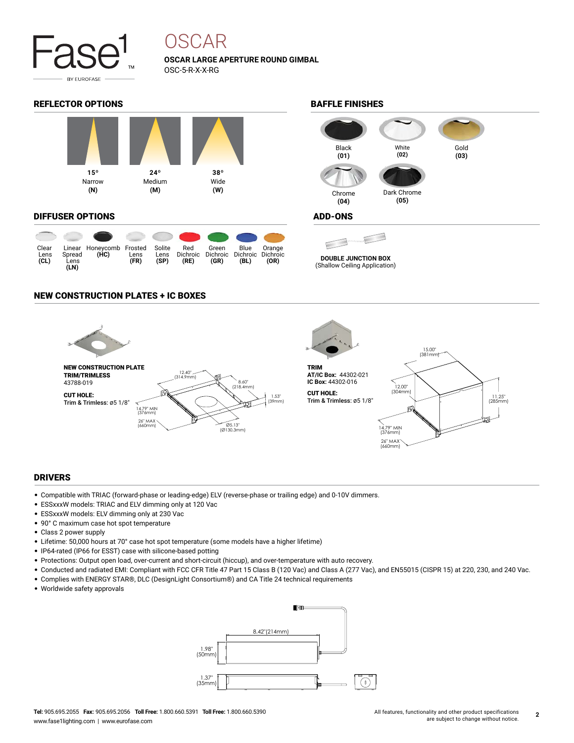# OSCAR

**OSCAR LARGE APERTURE ROUND GIMBAL**

OSC-5-R-X-X-RG

## REFLECTOR OPTIONS

**15°** Narrow **(N)**

**24°** Medium **(M)**

**38°** Wide **(W)**

## BAFFLE FINISHES

Black **(01)**

White **(02)**

Gold **(03)**

Chrome **(04)**

Dark Chrome **(05)**

## DIFFUSER OPTIONS

Clear Lens **(CL)**

Linear Spread Lens **(LN)**

Honeycomb **(HC)**

Frosted Lens **(FR)**

Solite Lens **(SP)**

Red Dichroic **(RE)**

Green Dichroic **(GR)**

Blue Dichroic **(BL)**

Orange Dichroic **(OR)**

## ADD-ONS

**DOUBLE JUNCTION BOX**
(Shallow Ceiling Application)

## NEW CONSTRUCTION PLATES + IC BOXES

**NEW CONSTRUCTION PLATE TRIM/TRIMLESS**
43788-019

**CUT HOLE:**
Trim & Trimless: ø5 1/8"

12.40" (314.9mm)
8.60" (218.4mm)
1.53" (39mm)
14.79" MIN (376mm)
26" MAX (660mm)
Ø5.13" (Ø130.3mm)

**TRIM**
**AT/IC Box:** 44302-021
**IC Box:** 44302-016

**CUT HOLE:**
Trim & Trimless: ø5 1/8"

15.00" (381mm)
12.00" (304mm)
11.25" (285mm)
14.79" MIN (376mm)
26" MAX (660mm)

## DRIVERS

- Compatible with TRIAC (forward-phase or leading-edge) ELV (reverse-phase or trailing edge) and 0-10V dimmers.
- ESSxxxW models: TRIAC and ELV dimming only at 120 Vac
- ESSxxxW models: ELV dimming only at 230 Vac
- 90° C maximum case hot spot temperature
- Class 2 power supply
- Lifetime: 50,000 hours at 70° case hot spot temperature (some models have a higher lifetime)
- IP64-rated (IP66 for ESST) case with silicone-based potting
- Protections: Output open load, over-current and short-circuit (hiccup), and over-temperature with auto recovery.
- Conducted and radiated EMI: Compliant with FCC CFR Title 47 Part 15 Class B (120 Vac) and Class A (277 Vac), and EN55015 (CISPR 15) at 220, 230, and 240 Vac.
- Complies with ENERGY STAR®, DLC (DesignLight Consortium®) and CA Title 24 technical requirements
- Worldwide safety approvals

8.42" (214mm)
1.98" (50mm)
1.37" (35mm)

**Tel:** 905.695.2055 **Fax:** 905.695.2056 **Toll Free:** 1.800.660.5391 **Toll Free:** 1.800.660.5390
www.fase1lighting.com | www.eurofase.com

All features, functionality and other product specifications are subject to change without notice.